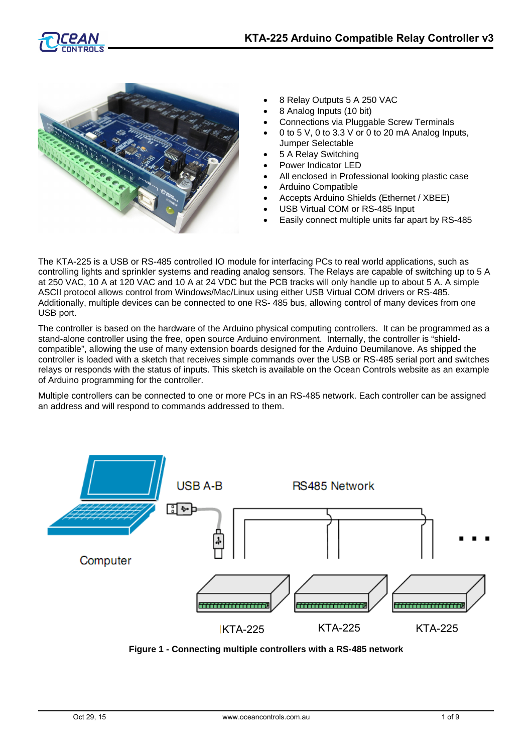# KTA-225 Arduino Compatible Relay Controller v3

- 8 Relay Outputs 5 A 250 VAC
- 8 Analog Inputs (10 bit)
- Connections via Pluggable Screw Terminals
- 0 to 5 V, 0 to 3.3 V or 0 to 20 mA Analog Inputs, Jumper Selectable
- 5 A Relay Switching
- Power Indicator LED
- All enclosed in Professional looking plastic case
- Arduino Compatible
- Accepts Arduino Shields (Ethernet / XBEE)
- USB Virtual COM or RS-485 Input
- Easily connect multiple units far apart by RS-485

The KTA-225 is a USB or RS-485 controlled IO module for interfacing PCs to real world applications, such as controlling lights and sprinkler systems and reading analog sensors. The Relays are capable of switching up to 5 A at 250 VAC, 10 A at 120 VAC and 10 A at 24 VDC but the PCB tracks will only handle up to about 5 A. A simple ASCII protocol allows control from Windows/Mac/Linux using either USB Virtual COM drivers or RS-485. Additionally, multiple devices can be connected to one RS- 485 bus, allowing control of many devices from one USB port.

The controller is based on the hardware of the Arduino physical computing controllers. It can be programmed as a stand-alone controller using the free, open source Arduino environment. Internally, the controller is "shield-compatible", allowing the use of many extension boards designed for the Arduino Deumilanove. As shipped the controller is loaded with a sketch that receives simple commands over the USB or RS-485 serial port and switches relays or responds with the status of inputs. This sketch is available on the Ocean Controls website as an example of Arduino programming for the controller.

Multiple controllers can be connected to one or more PCs in an RS-485 network. Each controller can be assigned an address and will respond to commands addressed to them.

**Figure 1 - Connecting multiple controllers with a RS-485 network**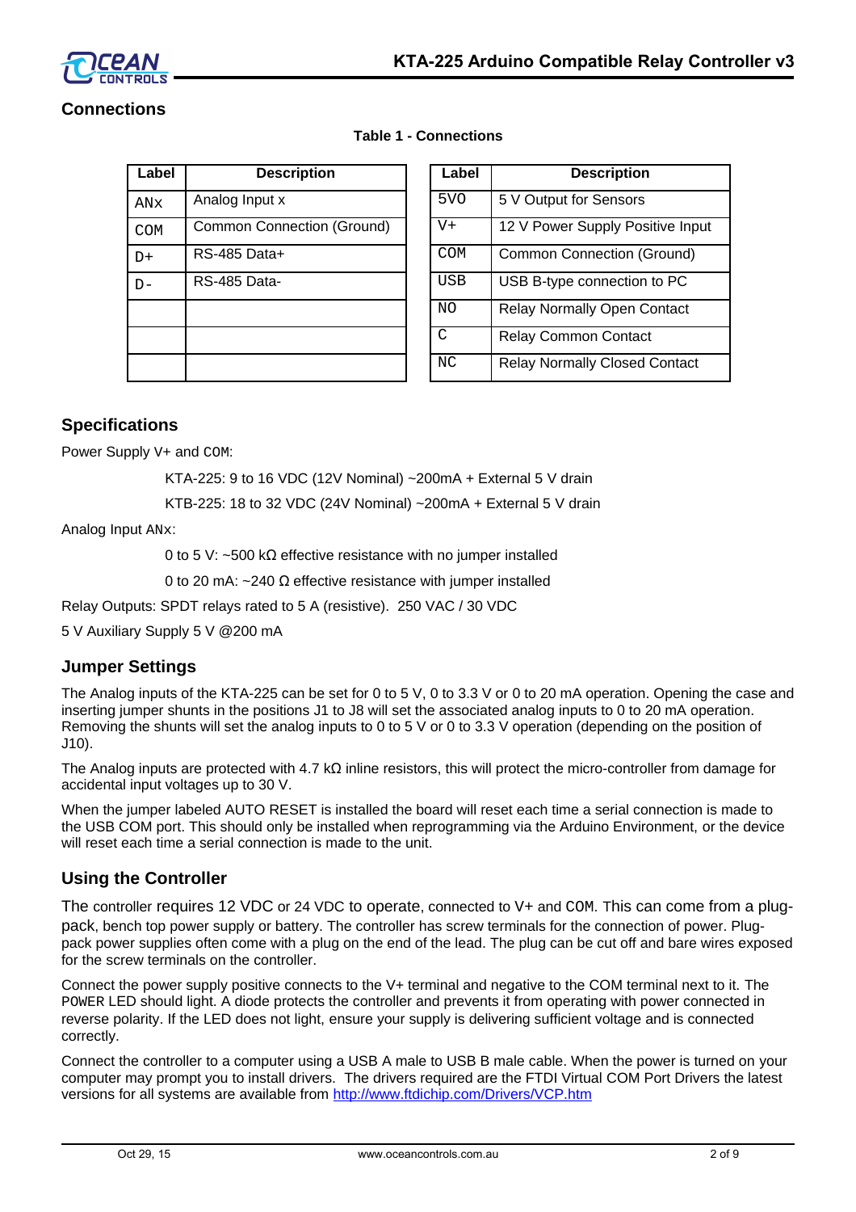## Connections

**Table 1 - Connections**

| Label | Description |
|---|---|
| ANx | Analog Input x |
| COM | Common Connection (Ground) |
| D+ | RS-485 Data+ |
| D- | RS-485 Data- |
| | |
| | |
| | |

| Label | Description |
|---|---|
| 5VO | 5 V Output for Sensors |
| V+ | 12 V Power Supply Positive Input |
| COM | Common Connection (Ground) |
| USB | USB B-type connection to PC |
| NO | Relay Normally Open Contact |
| C | Relay Common Contact |
| NC | Relay Normally Closed Contact |

## Specifications

Power Supply V+ and COM:

KTA-225: 9 to 16 VDC (12V Nominal) ~200mA + External 5 V drain

KTB-225: 18 to 32 VDC (24V Nominal) ~200mA + External 5 V drain

Analog Input ANx:

0 to 5 V: ~500 kΩ effective resistance with no jumper installed

0 to 20 mA: ~240 Ω effective resistance with jumper installed

Relay Outputs: SPDT relays rated to 5 A (resistive). 250 VAC / 30 VDC

5 V Auxiliary Supply 5 V @200 mA

## Jumper Settings

The Analog inputs of the KTA-225 can be set for 0 to 5 V, 0 to 3.3 V or 0 to 20 mA operation. Opening the case and inserting jumper shunts in the positions J1 to J8 will set the associated analog inputs to 0 to 20 mA operation. Removing the shunts will set the analog inputs to 0 to 5 V or 0 to 3.3 V operation (depending on the position of J10).

The Analog inputs are protected with 4.7 kΩ inline resistors, this will protect the micro-controller from damage for accidental input voltages up to 30 V.

When the jumper labeled AUTO RESET is installed the board will reset each time a serial connection is made to the USB COM port. This should only be installed when reprogramming via the Arduino Environment, or the device will reset each time a serial connection is made to the unit.

## Using the Controller

The controller requires 12 VDC or 24 VDC to operate, connected to V+ and COM. This can come from a plug-pack, bench top power supply or battery. The controller has screw terminals for the connection of power. Plug-pack power supplies often come with a plug on the end of the lead. The plug can be cut off and bare wires exposed for the screw terminals on the controller.

Connect the power supply positive connects to the V+ terminal and negative to the COM terminal next to it. The POWER LED should light. A diode protects the controller and prevents it from operating with power connected in reverse polarity. If the LED does not light, ensure your supply is delivering sufficient voltage and is connected correctly.

Connect the controller to a computer using a USB A male to USB B male cable. When the power is turned on your computer may prompt you to install drivers. The drivers required are the FTDI Virtual COM Port Drivers the latest versions for all systems are available from [http://www.ftdichip.com/Drivers/VCP.htm](http://www.ftdichip.com/Drivers/VCP.htm)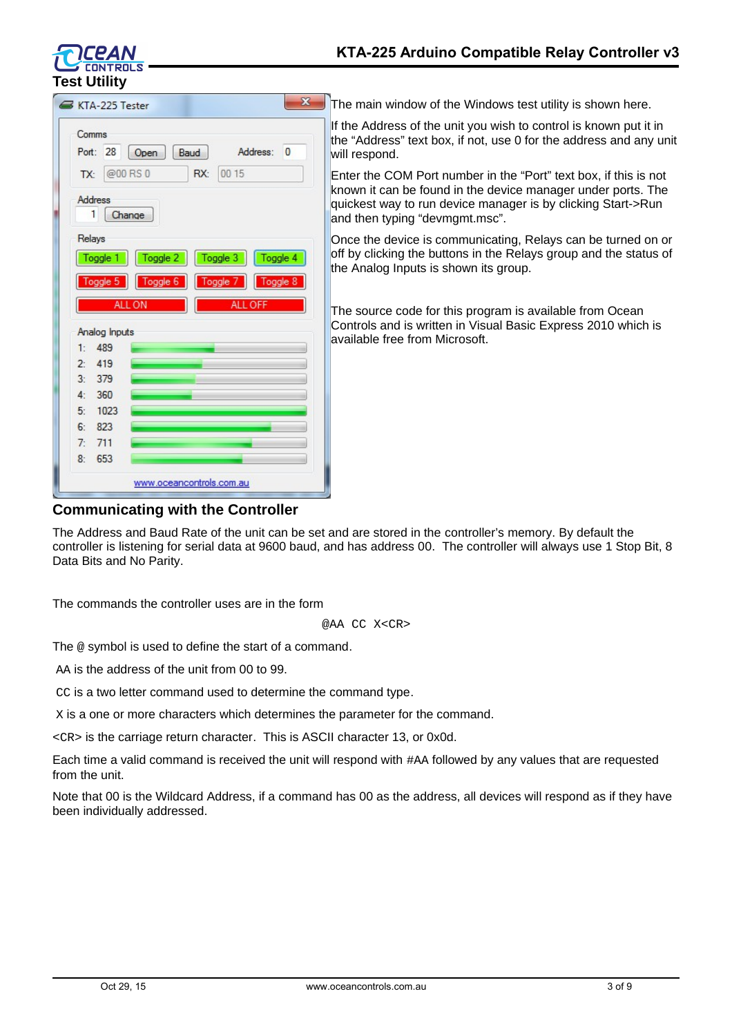## Test Utility

The main window of the Windows test utility is shown here.

If the Address of the unit you wish to control is known put it in the “Address” text box, if not, use 0 for the address and any unit will respond.

Enter the COM Port number in the “Port” text box, if this is not known it can be found in the device manager under ports. The quickest way to run device manager is by clicking Start->Run and then typing “devmgmt.msc”.

Once the device is communicating, Relays can be turned on or off by clicking the buttons in the Relays group and the status of the Analog Inputs is shown its group.

The source code for this program is available from Ocean Controls and is written in Visual Basic Express 2010 which is available free from Microsoft.

## Communicating with the Controller

The Address and Baud Rate of the unit can be set and are stored in the controller’s memory. By default the controller is listening for serial data at 9600 baud, and has address 00. The controller will always use 1 Stop Bit, 8 Data Bits and No Parity.

The commands the controller uses are in the form

```
@AA CC X<CR>
```

The @ symbol is used to define the start of a command.

AA is the address of the unit from 00 to 99.

CC is a two letter command used to determine the command type.

X is a one or more characters which determines the parameter for the command.

<CR> is the carriage return character. This is ASCII character 13, or 0x0d.

Each time a valid command is received the unit will respond with #AA followed by any values that are requested from the unit.

Note that 00 is the Wildcard Address, if a command has 00 as the address, all devices will respond as if they have been individually addressed.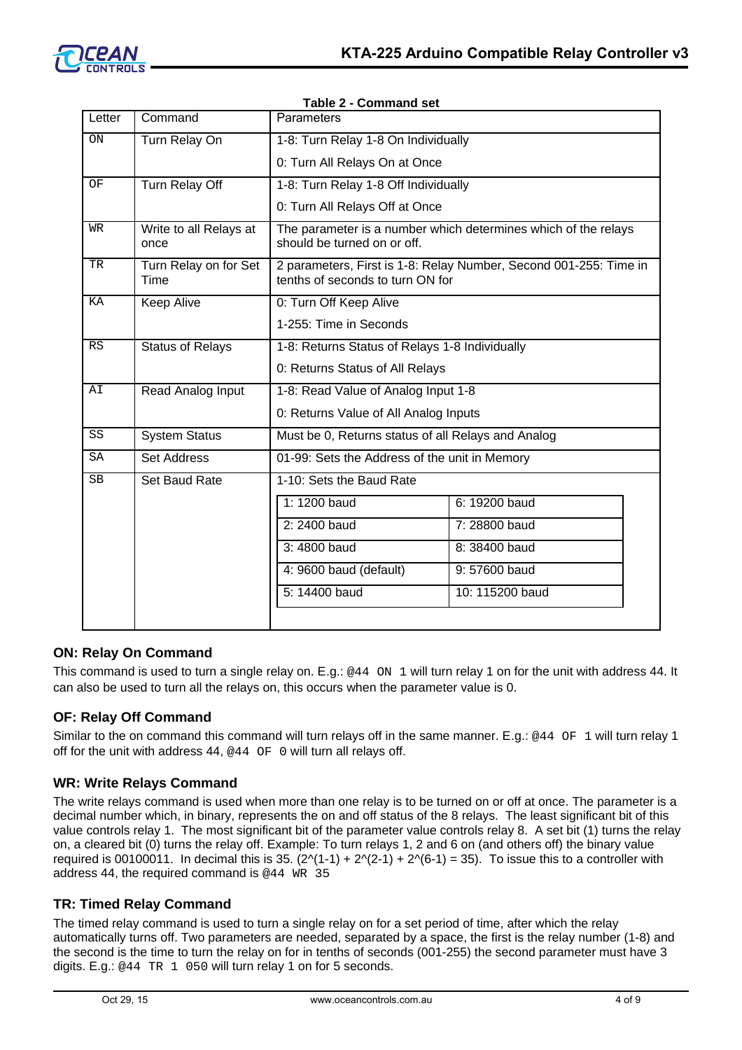**Table 2 - Command set**

| Letter | Command | Parameters |
|---|---|---|
| ON | Turn Relay On | 1-8: Turn Relay 1-8 On Individually<br>0: Turn All Relays On at Once |
| OF | Turn Relay Off | 1-8: Turn Relay 1-8 Off Individually<br>0: Turn All Relays Off at Once |
| WR | Write to all Relays at once | The parameter is a number which determines which of the relays should be turned on or off. |
| TR | Turn Relay on for Set Time | 2 parameters, First is 1-8: Relay Number, Second 001-255: Time in tenths of seconds to turn ON for |
| KA | Keep Alive | 0: Turn Off Keep Alive<br>1-255: Time in Seconds |
| RS | Status of Relays | 1-8: Returns Status of Relays 1-8 Individually<br>0: Returns Status of All Relays |
| AI | Read Analog Input | 1-8: Read Value of Analog Input 1-8<br>0: Returns Value of All Analog Inputs |
| SS | System Status | Must be 0, Returns status of all Relays and Analog |
| SA | Set Address | 01-99: Sets the Address of the unit in Memory |
| SB | Set Baud Rate | 1-10: Sets the Baud Rate<br>1: 1200 baud; 2: 2400 baud; 3: 4800 baud; 4: 9600 baud (default); 5: 14400 baud; 6: 19200 baud; 7: 28800 baud; 8: 38400 baud; 9: 57600 baud; 10: 115200 baud |

### ON: Relay On Command

This command is used to turn a single relay on. E.g.: `@44 ON 1` will turn relay 1 on for the unit with address 44. It can also be used to turn all the relays on, this occurs when the parameter value is 0.

### OF: Relay Off Command

Similar to the on command this command will turn relays off in the same manner. E.g.: `@44 OF 1` will turn relay 1 off for the unit with address 44, `@44 OF 0` will turn all relays off.

### WR: Write Relays Command

The write relays command is used when more than one relay is to be turned on or off at once. The parameter is a decimal number which, in binary, represents the on and off status of the 8 relays. The least significant bit of this value controls relay 1. The most significant bit of the parameter value controls relay 8. A set bit (1) turns the relay on, a cleared bit (0) turns the relay off. Example: To turn relays 1, 2 and 6 on (and others off) the binary value required is 00100011. In decimal this is 35. (2^(1-1) + 2^(2-1) + 2^(6-1) = 35). To issue this to a controller with address 44, the required command is `@44 WR 35`

### TR: Timed Relay Command

The timed relay command is used to turn a single relay on for a set period of time, after which the relay automatically turns off. Two parameters are needed, separated by a space, the first is the relay number (1-8) and the second is the time to turn the relay on for in tenths of seconds (001-255) the second parameter must have 3 digits. E.g.: `@44 TR 1 050` will turn relay 1 on for 5 seconds.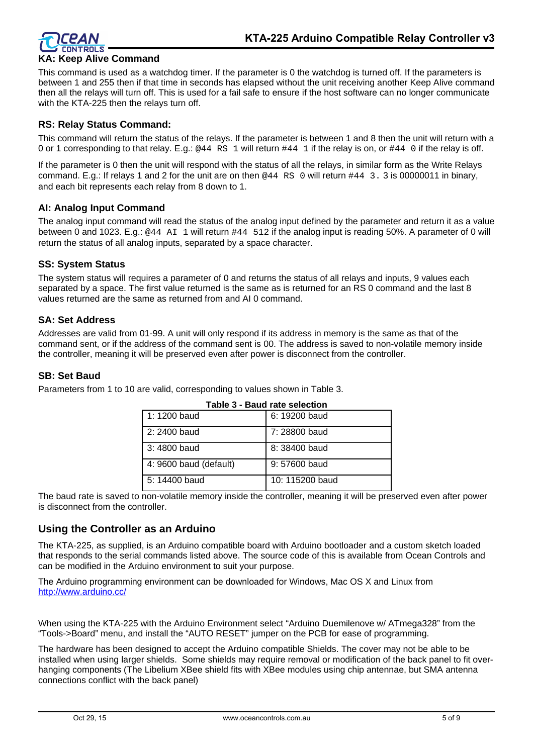### KA: Keep Alive Command

This command is used as a watchdog timer. If the parameter is 0 the watchdog is turned off. If the parameters is between 1 and 255 then if that time in seconds has elapsed without the unit receiving another Keep Alive command then all the relays will turn off. This is used for a fail safe to ensure if the host software can no longer communicate with the KTA-225 then the relays turn off.

### RS: Relay Status Command:

This command will return the status of the relays. If the parameter is between 1 and 8 then the unit will return with a 0 or 1 corresponding to that relay. E.g.: `@44 RS 1` will return `#44 1` if the relay is on, or `#44 0` if the relay is off.

If the parameter is 0 then the unit will respond with the status of all the relays, in similar form as the Write Relays command. E.g.: If relays 1 and 2 for the unit are on then `@44 RS 0` will return `#44 3.` 3 is 00000011 in binary, and each bit represents each relay from 8 down to 1.

### AI: Analog Input Command

The analog input command will read the status of the analog input defined by the parameter and return it as a value between 0 and 1023. E.g.: `@44 AI 1` will return `#44 512` if the analog input is reading 50%. A parameter of 0 will return the status of all analog inputs, separated by a space character.

### SS: System Status

The system status will requires a parameter of 0 and returns the status of all relays and inputs, 9 values each separated by a space. The first value returned is the same as is returned for an RS 0 command and the last 8 values returned are the same as returned from and AI 0 command.

### SA: Set Address

Addresses are valid from 01-99. A unit will only respond if its address in memory is the same as that of the command sent, or if the address of the command sent is 00. The address is saved to non-volatile memory inside the controller, meaning it will be preserved even after power is disconnect from the controller.

### SB: Set Baud

Parameters from 1 to 10 are valid, corresponding to values shown in Table 3.

**Table 3 - Baud rate selection**

| | |
|---|---|
| 1: 1200 baud | 6: 19200 baud |
| 2: 2400 baud | 7: 28800 baud |
| 3: 4800 baud | 8: 38400 baud |
| 4: 9600 baud (default) | 9: 57600 baud |
| 5: 14400 baud | 10: 115200 baud |

The baud rate is saved to non-volatile memory inside the controller, meaning it will be preserved even after power is disconnect from the controller.

## Using the Controller as an Arduino

The KTA-225, as supplied, is an Arduino compatible board with Arduino bootloader and a custom sketch loaded that responds to the serial commands listed above. The source code of this is available from Ocean Controls and can be modified in the Arduino environment to suit your purpose.

The Arduino programming environment can be downloaded for Windows, Mac OS X and Linux from http://www.arduino.cc/

When using the KTA-225 with the Arduino Environment select “Arduino Duemilenove w/ ATmega328” from the “Tools->Board” menu, and install the “AUTO RESET” jumper on the PCB for ease of programming.

The hardware has been designed to accept the Arduino compatible Shields. The cover may not be able to be installed when using larger shields. Some shields may require removal or modification of the back panel to fit over-hanging components (The Libelium XBee shield fits with XBee modules using chip antennae, but SMA antenna connections conflict with the back panel)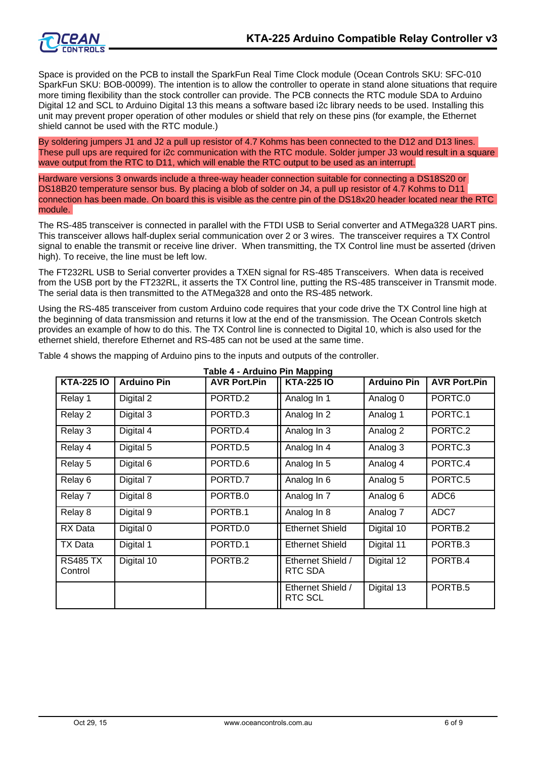Space is provided on the PCB to install the SparkFun Real Time Clock module (Ocean Controls SKU: SFC-010 SparkFun SKU: BOB-00099). The intention is to allow the controller to operate in stand alone situations that require more timing flexibility than the stock controller can provide. The PCB connects the RTC module SDA to Arduino Digital 12 and SCL to Arduino Digital 13 this means a software based i2c library needs to be used. Installing this unit may prevent proper operation of other modules or shield that rely on these pins (for example, the Ethernet shield cannot be used with the RTC module.)

By soldering jumpers J1 and J2 a pull up resistor of 4.7 Kohms has been connected to the D12 and D13 lines. These pull ups are required for i2c communication with the RTC module. Solder jumper J3 would result in a square wave output from the RTC to D11, which will enable the RTC output to be used as an interrupt.

Hardware versions 3 onwards include a three-way header connection suitable for connecting a DS18S20 or DS18B20 temperature sensor bus. By placing a blob of solder on J4, a pull up resistor of 4.7 Kohms to D11 connection has been made. On board this is visible as the centre pin of the DS18x20 header located near the RTC module.

The RS-485 transceiver is connected in parallel with the FTDI USB to Serial converter and ATMega328 UART pins. This transceiver allows half-duplex serial communication over 2 or 3 wires. The transceiver requires a TX Control signal to enable the transmit or receive line driver. When transmitting, the TX Control line must be asserted (driven high). To receive, the line must be left low.

The FT232RL USB to Serial converter provides a TXEN signal for RS-485 Transceivers. When data is received from the USB port by the FT232RL, it asserts the TX Control line, putting the RS-485 transceiver in Transmit mode. The serial data is then transmitted to the ATMega328 and onto the RS-485 network.

Using the RS-485 transceiver from custom Arduino code requires that your code drive the TX Control line high at the beginning of data transmission and returns it low at the end of the transmission. The Ocean Controls sketch provides an example of how to do this. The TX Control line is connected to Digital 10, which is also used for the ethernet shield, therefore Ethernet and RS-485 can not be used at the same time.

Table 4 shows the mapping of Arduino pins to the inputs and outputs of the controller.

**Table 4 - Arduino Pin Mapping**

| KTA-225 IO | Arduino Pin | AVR Port.Pin | KTA-225 IO | Arduino Pin | AVR Port.Pin |
|---|---|---|---|---|---|
| Relay 1 | Digital 2 | PORTD.2 | Analog In 1 | Analog 0 | PORTC.0 |
| Relay 2 | Digital 3 | PORTD.3 | Analog In 2 | Analog 1 | PORTC.1 |
| Relay 3 | Digital 4 | PORTD.4 | Analog In 3 | Analog 2 | PORTC.2 |
| Relay 4 | Digital 5 | PORTD.5 | Analog In 4 | Analog 3 | PORTC.3 |
| Relay 5 | Digital 6 | PORTD.6 | Analog In 5 | Analog 4 | PORTC.4 |
| Relay 6 | Digital 7 | PORTD.7 | Analog In 6 | Analog 5 | PORTC.5 |
| Relay 7 | Digital 8 | PORTB.0 | Analog In 7 | Analog 6 | ADC6 |
| Relay 8 | Digital 9 | PORTB.1 | Analog In 8 | Analog 7 | ADC7 |
| RX Data | Digital 0 | PORTD.0 | Ethernet Shield | Digital 10 | PORTB.2 |
| TX Data | Digital 1 | PORTD.1 | Ethernet Shield | Digital 11 | PORTB.3 |
| RS485 TX Control | Digital 10 | PORTB.2 | Ethernet Shield / RTC SDA | Digital 12 | PORTB.4 |
| | | | Ethernet Shield / RTC SCL | Digital 13 | PORTB.5 |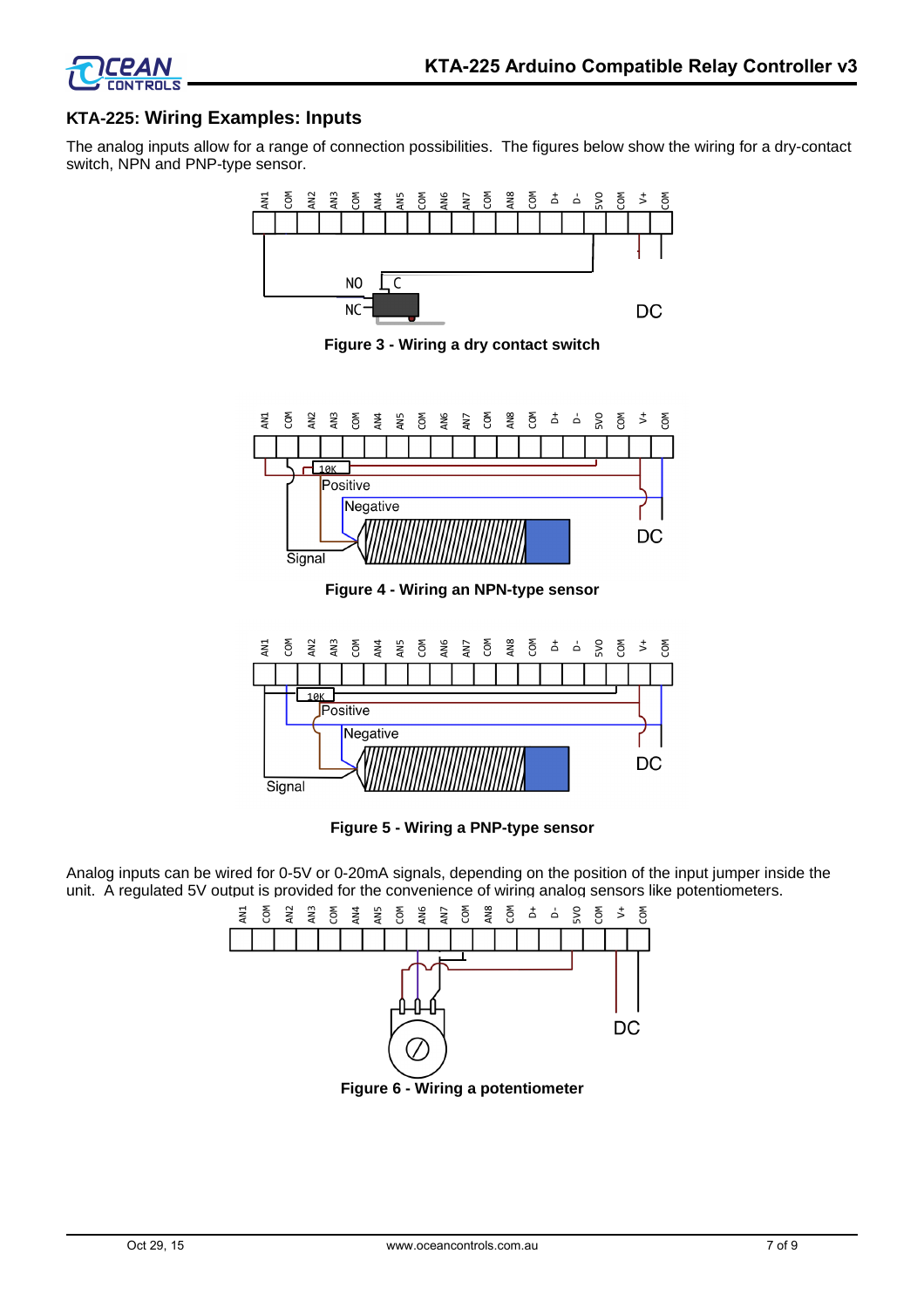## KTA-225: Wiring Examples: Inputs

The analog inputs allow for a range of connection possibilities. The figures below show the wiring for a dry-contact switch, NPN and PNP-type sensor.

**Figure 3 - Wiring a dry contact switch**

**Figure 4 - Wiring an NPN-type sensor**

**Figure 5 - Wiring a PNP-type sensor**

Analog inputs can be wired for 0-5V or 0-20mA signals, depending on the position of the input jumper inside the unit. A regulated 5V output is provided for the convenience of wiring analog sensors like potentiometers.

**Figure 6 - Wiring a potentiometer**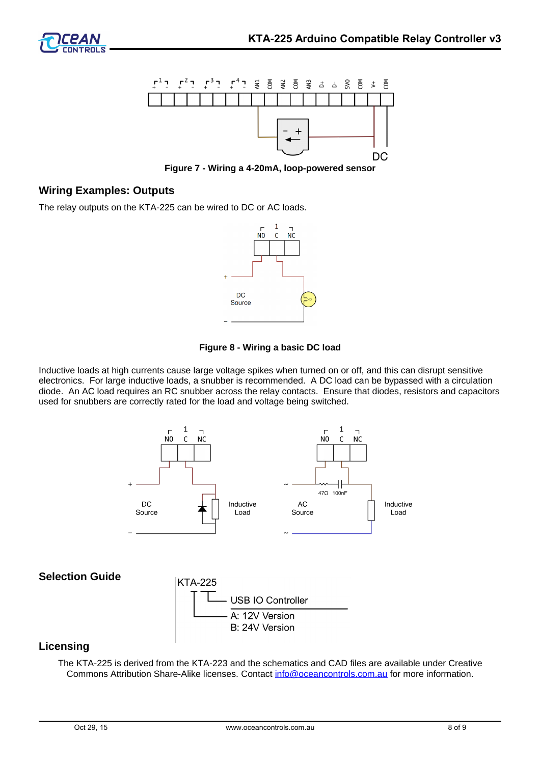Figure 7 - Wiring a 4-20mA, loop-powered sensor

## Wiring Examples: Outputs

The relay outputs on the KTA-225 can be wired to DC or AC loads.

Figure 8 - Wiring a basic DC load

Inductive loads at high currents cause large voltage spikes when turned on or off, and this can disrupt sensitive electronics. For large inductive loads, a snubber is recommended. A DC load can be bypassed with a circulation diode. An AC load requires an RC snubber across the relay contacts. Ensure that diodes, resistors and capacitors used for snubbers are correctly rated for the load and voltage being switched.

## Selection Guide

KTA-225

- USB IO Controller
- A: 12V Version
- B: 24V Version

## Licensing

The KTA-225 is derived from the KTA-223 and the schematics and CAD files are available under Creative Commons Attribution Share-Alike licenses. Contact info@oceancontrols.com.au for more information.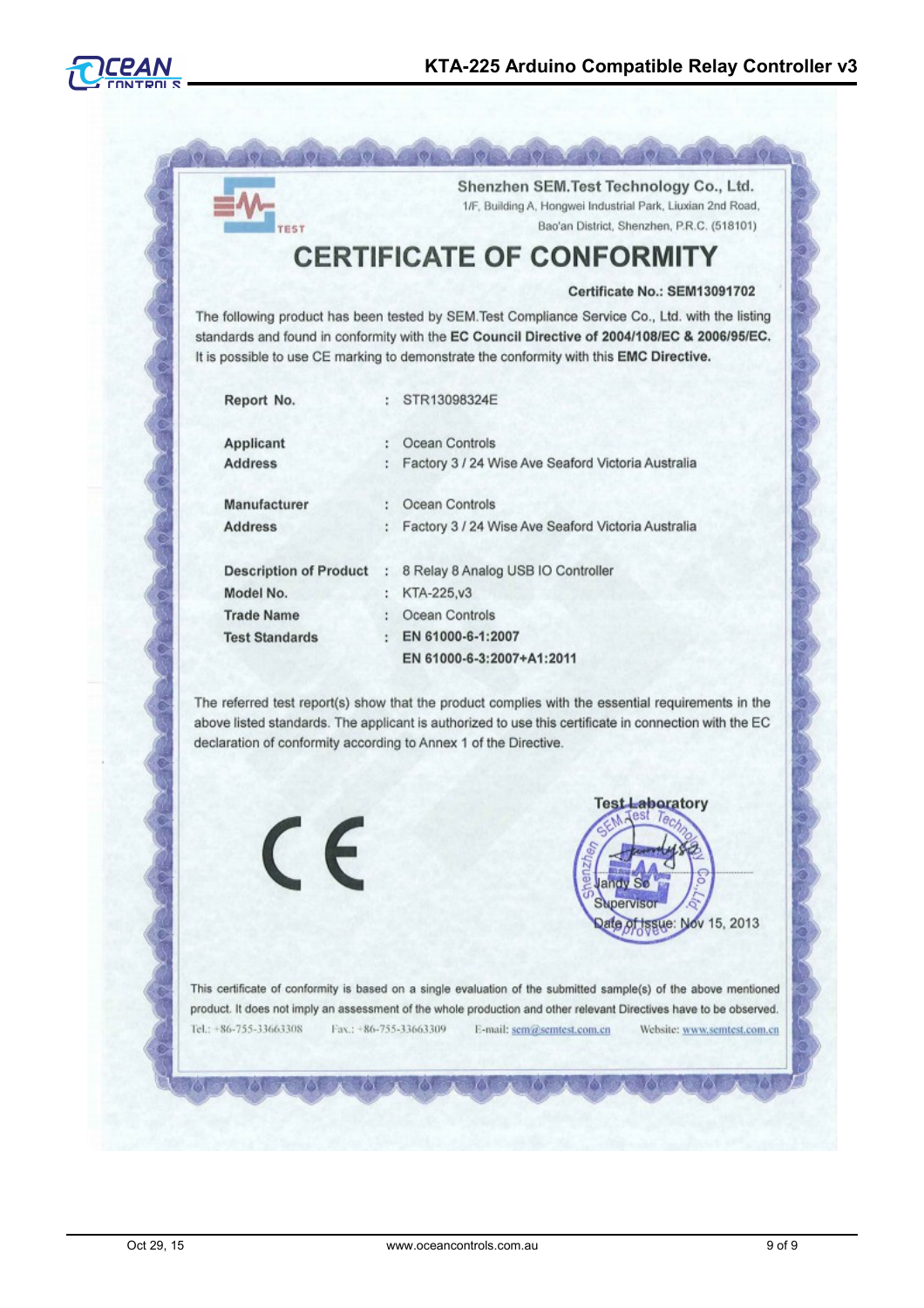Shenzhen SEM.Test Technology Co., Ltd.
1/F, Building A, Hongwei Industrial Park, Liuxian 2nd Road, Bao'an District, Shenzhen, P.R.C. (518101)

# CERTIFICATE OF CONFORMITY

**Certificate No.: SEM13091702**

The following product has been tested by SEM.Test Compliance Service Co., Ltd. with the listing standards and found in conformity with the **EC Council Directive of 2004/108/EC & 2006/95/EC.** It is possible to use CE marking to demonstrate the conformity with this **EMC Directive.**

| | | |
|---|---|---|
| **Report No.** | : | STR13098324E |
| **Applicant** | : | Ocean Controls |
| **Address** | : | Factory 3 / 24 Wise Ave Seaford Victoria Australia |
| **Manufacturer** | : | Ocean Controls |
| **Address** | : | Factory 3 / 24 Wise Ave Seaford Victoria Australia |
| **Description of Product** | : | 8 Relay 8 Analog USB IO Controller |
| **Model No.** | : | KTA-225,v3 |
| **Trade Name** | : | Ocean Controls |
| **Test Standards** | : | **EN 61000-6-1:2007** |
| | | **EN 61000-6-3:2007+A1:2011** |

The referred test report(s) show that the product complies with the essential requirements in the above listed standards. The applicant is authorized to use this certificate in connection with the EC declaration of conformity according to Annex 1 of the Directive.

CE

**Test Laboratory**

Jandy So
Supervisor
Date of Issue: Nov 15, 2013

This certificate of conformity is based on a single evaluation of the submitted sample(s) of the above mentioned product. It does not imply an assessment of the whole production and other relevant Directives have to be observed.

Tel.: +86-755-33663308 Fax.: +86-755-33663309 E-mail: sem@semtest.com.cn Website: www.semtest.com.cn